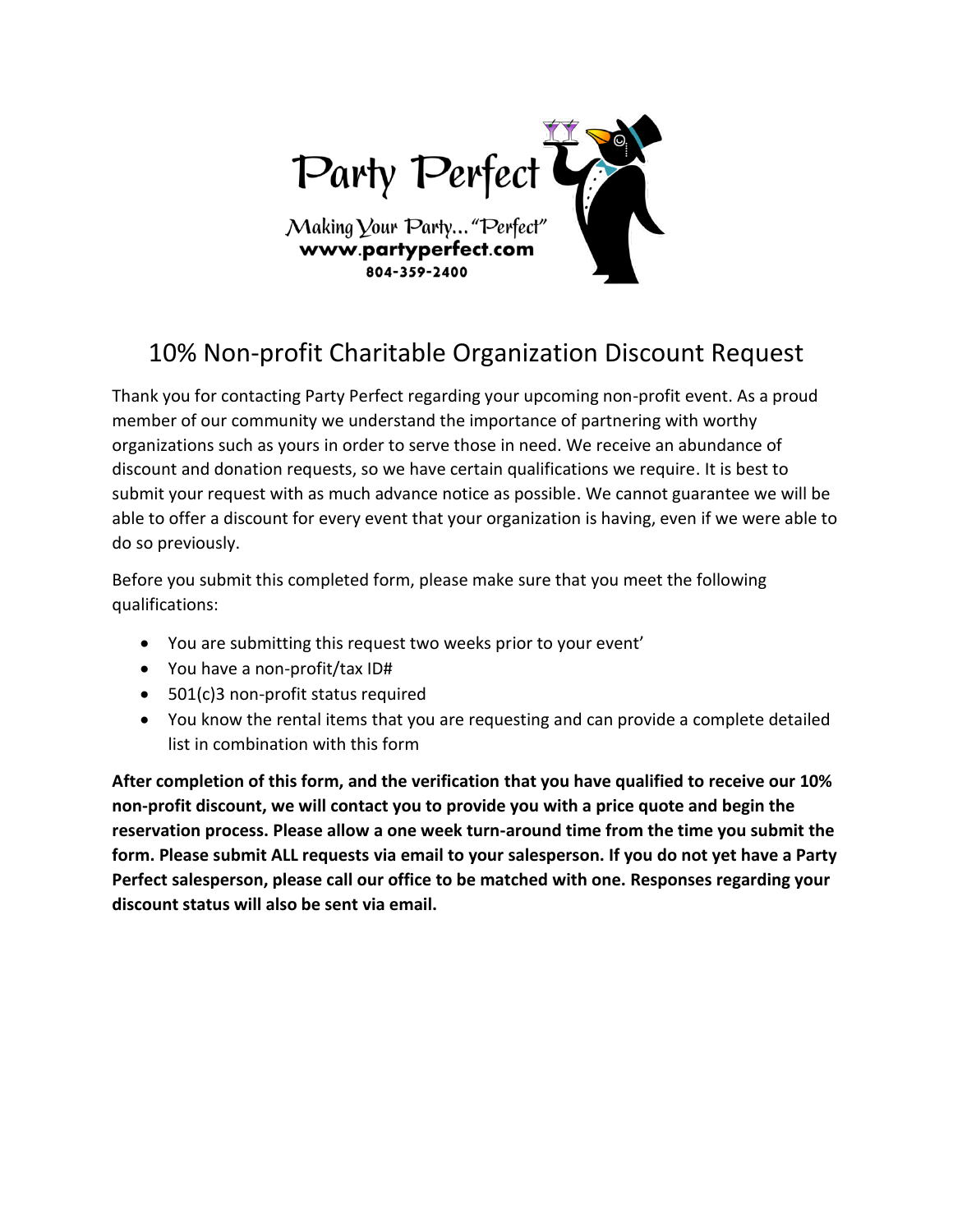Party Perfect

Making Your Party… "Perfect"

www.partyperfect.com

804-359-2400

# 10% Non-profit Charitable Organization Discount Request

Thank you for contacting Party Perfect regarding your upcoming non-profit event. As a proud member of our community we understand the importance of partnering with worthy organizations such as yours in order to serve those in need. We receive an abundance of discount and donation requests, so we have certain qualifications we require. It is best to submit your request with as much advance notice as possible. We cannot guarantee we will be able to offer a discount for every event that your organization is having, even if we were able to do so previously.

Before you submit this completed form, please make sure that you meet the following qualifications:

- You are submitting this request two weeks prior to your event'
- You have a non-profit/tax ID#
- 501(c)3 non-profit status required
- You know the rental items that you are requesting and can provide a complete detailed list in combination with this form

**After completion of this form, and the verification that you have qualified to receive our 10% non-profit discount, we will contact you to provide you with a price quote and begin the reservation process. Please allow a one week turn-around time from the time you submit the form. Please submit ALL requests via email to your salesperson. If you do not yet have a Party Perfect salesperson, please call our office to be matched with one. Responses regarding your discount status will also be sent via email.**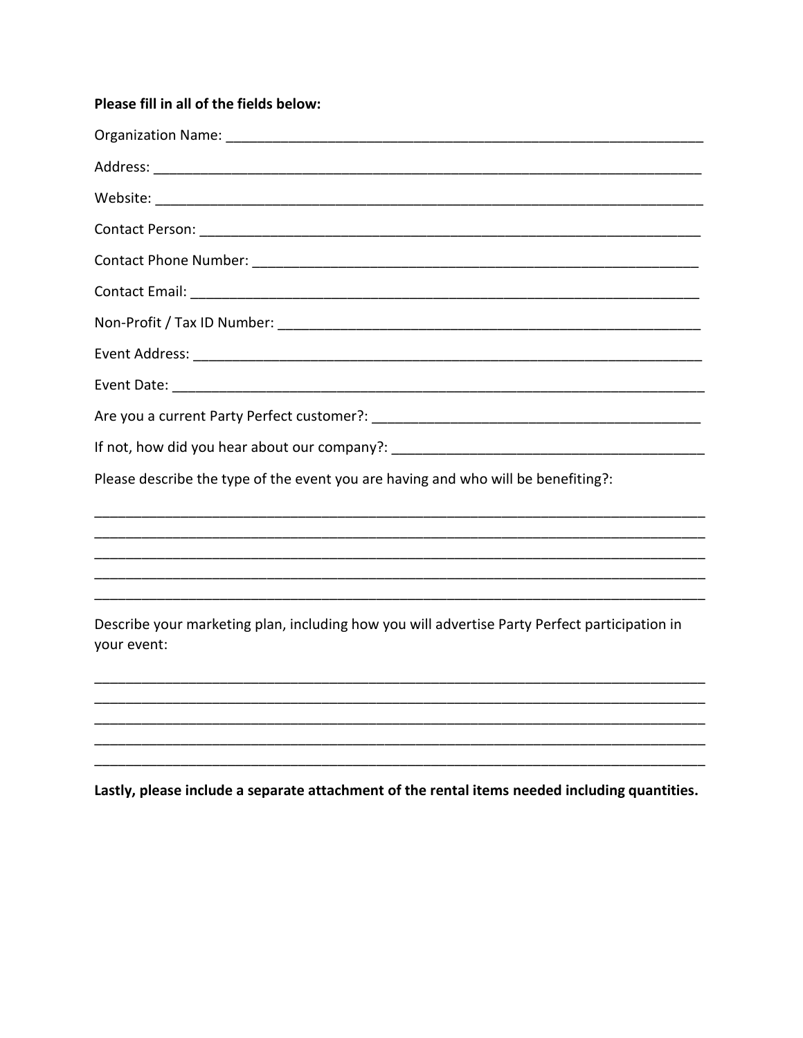**Please fill in all of the fields below:**

Organization Name: ___________________________________________________________

Address: ___________________________________________________________________

Website: ___________________________________________________________________

Contact Person: ______________________________________________________________

Contact Phone Number: _______________________________________________________

Contact Email: _______________________________________________________________

Non-Profit / Tax ID Number: ___________________________________________________

Event Address: _______________________________________________________________

Event Date: __________________________________________________________________

Are you a current Party Perfect customer?: ________________________________________

If not, how did you hear about our company?: ______________________________________

Please describe the type of the event you are having and who will be benefiting?:

_____________________________________________________________________________
_____________________________________________________________________________
_____________________________________________________________________________
_____________________________________________________________________________
_____________________________________________________________________________

Describe your marketing plan, including how you will advertise Party Perfect participation in your event:

_____________________________________________________________________________
_____________________________________________________________________________
_____________________________________________________________________________
_____________________________________________________________________________
_____________________________________________________________________________

**Lastly, please include a separate attachment of the rental items needed including quantities.**